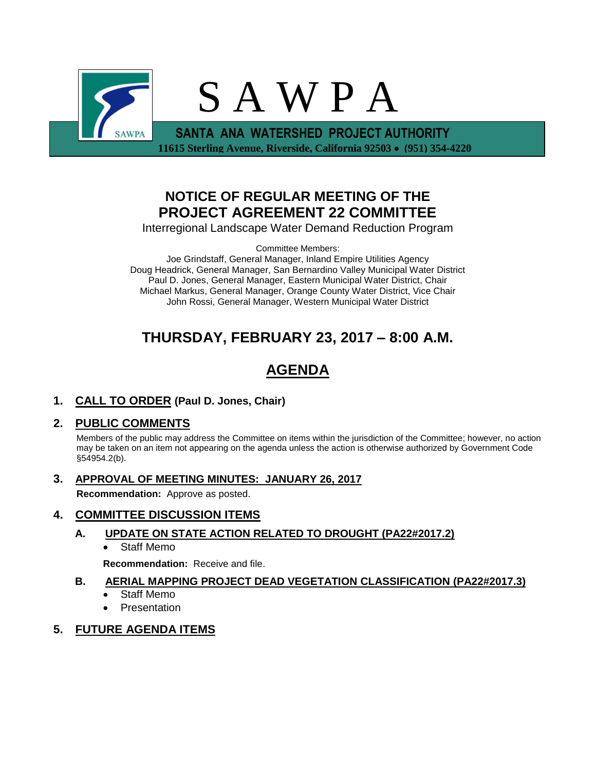# S A W P A

**SANTA ANA WATERSHED PROJECT AUTHORITY**

**11615 Sterling Avenue, Riverside, California 92503 • (951) 354-4220**

## NOTICE OF REGULAR MEETING OF THE PROJECT AGREEMENT 22 COMMITTEE

Interregional Landscape Water Demand Reduction Program

Committee Members:
Joe Grindstaff, General Manager, Inland Empire Utilities Agency
Doug Headrick, General Manager, San Bernardino Valley Municipal Water District
Paul D. Jones, General Manager, Eastern Municipal Water District, Chair
Michael Markus, General Manager, Orange County Water District, Vice Chair
John Rossi, General Manager, Western Municipal Water District

## THURSDAY, FEBRUARY 23, 2017 – 8:00 A.M.

## AGENDA

**1. CALL TO ORDER (Paul D. Jones, Chair)**

**2. PUBLIC COMMENTS**

Members of the public may address the Committee on items within the jurisdiction of the Committee; however, no action may be taken on an item not appearing on the agenda unless the action is otherwise authorized by Government Code §54954.2(b).

**3. APPROVAL OF MEETING MINUTES: JANUARY 26, 2017**

**Recommendation:** Approve as posted.

**4. COMMITTEE DISCUSSION ITEMS**

**A. UPDATE ON STATE ACTION RELATED TO DROUGHT (PA22#2017.2)**

- Staff Memo

**Recommendation:** Receive and file.

**B. AERIAL MAPPING PROJECT DEAD VEGETATION CLASSIFICATION (PA22#2017.3)**

- Staff Memo
- Presentation

**5. FUTURE AGENDA ITEMS**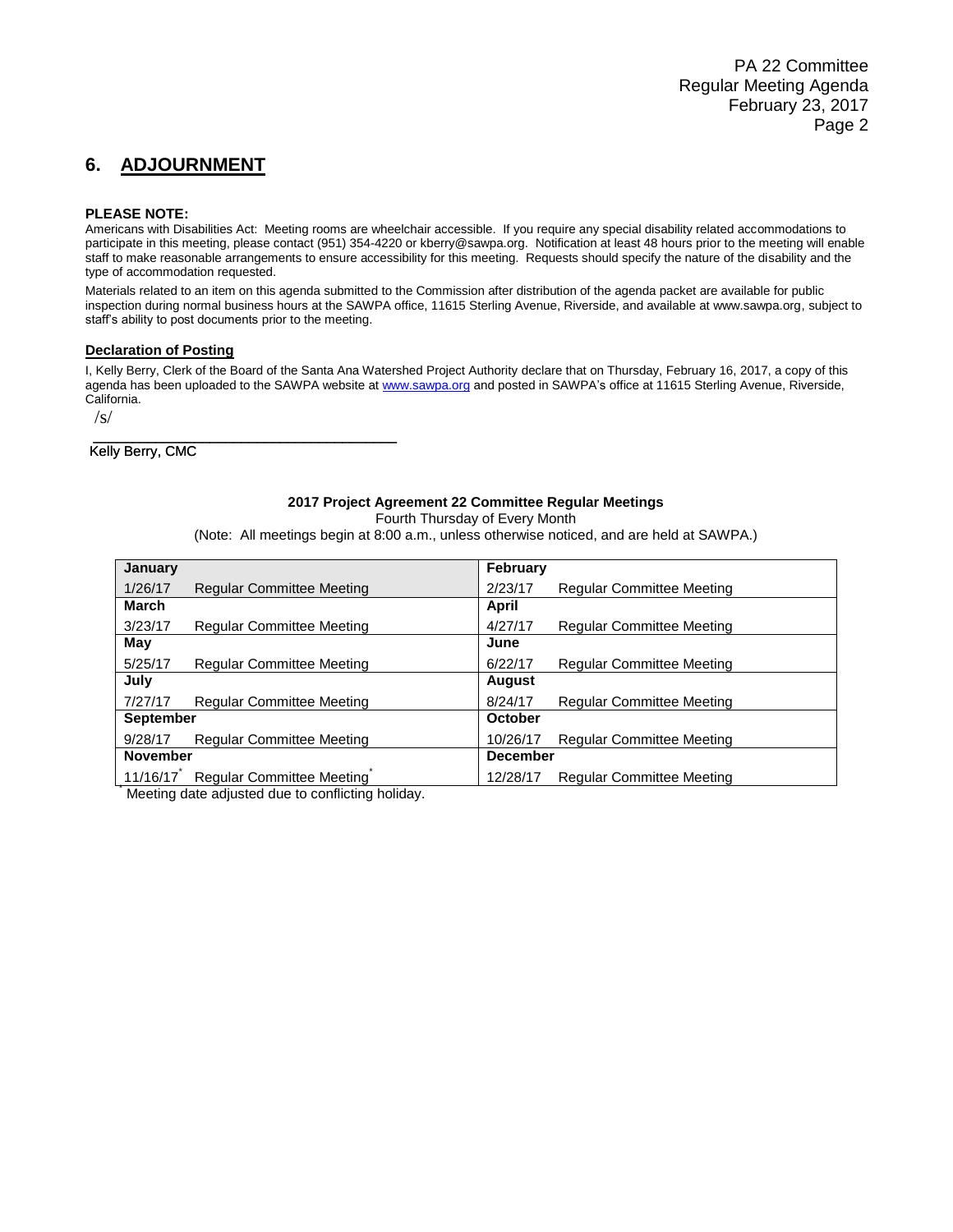## 6. ADJOURNMENT

**PLEASE NOTE:**

Americans with Disabilities Act: Meeting rooms are wheelchair accessible. If you require any special disability related accommodations to participate in this meeting, please contact (951) 354-4220 or kberry@sawpa.org. Notification at least 48 hours prior to the meeting will enable staff to make reasonable arrangements to ensure accessibility for this meeting. Requests should specify the nature of the disability and the type of accommodation requested.

Materials related to an item on this agenda submitted to the Commission after distribution of the agenda packet are available for public inspection during normal business hours at the SAWPA office, 11615 Sterling Avenue, Riverside, and available at www.sawpa.org, subject to staff's ability to post documents prior to the meeting.

**Declaration of Posting**

I, Kelly Berry, Clerk of the Board of the Santa Ana Watershed Project Authority declare that on Thursday, February 16, 2017, a copy of this agenda has been uploaded to the SAWPA website at www.sawpa.org and posted in SAWPA's office at 11615 Sterling Avenue, Riverside, California.

/s/

_______________________________________

Kelly Berry, CMC

**2017 Project Agreement 22 Committee Regular Meetings**

Fourth Thursday of Every Month

(Note: All meetings begin at 8:00 a.m., unless otherwise noticed, and are held at SAWPA.)

| | | | |
|---|---|---|---|
| **January** | | **February** | |
| 1/26/17 | Regular Committee Meeting | 2/23/17 | Regular Committee Meeting |
| **March** | | **April** | |
| 3/23/17 | Regular Committee Meeting | 4/27/17 | Regular Committee Meeting |
| **May** | | **June** | |
| 5/25/17 | Regular Committee Meeting | 6/22/17 | Regular Committee Meeting |
| **July** | | **August** | |
| 7/27/17 | Regular Committee Meeting | 8/24/17 | Regular Committee Meeting |
| **September** | | **October** | |
| 9/28/17 | Regular Committee Meeting | 10/26/17 | Regular Committee Meeting |
| **November** | | **December** | |
| 11/16/17* | Regular Committee Meeting* | 12/28/17 | Regular Committee Meeting |

* Meeting date adjusted due to conflicting holiday.